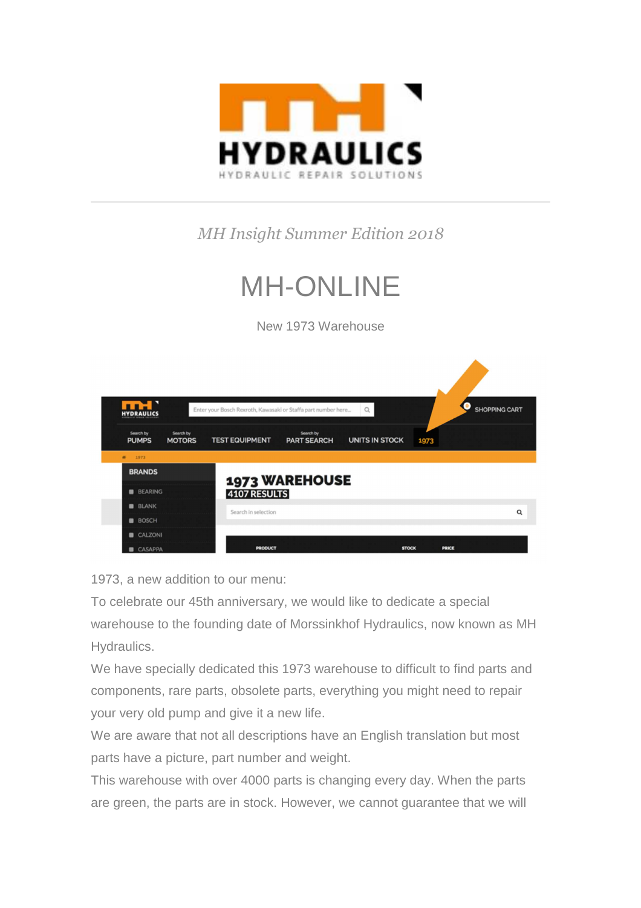*MH Insight Summer Edition 2018*

# MH-ONLINE

New 1973 Warehouse

1973, a new addition to our menu:

To celebrate our 45th anniversary, we would like to dedicate a special warehouse to the founding date of Morssinkhof Hydraulics, now known as MH Hydraulics.

We have specially dedicated this 1973 warehouse to difficult to find parts and components, rare parts, obsolete parts, everything you might need to repair your very old pump and give it a new life.

We are aware that not all descriptions have an English translation but most parts have a picture, part number and weight.

This warehouse with over 4000 parts is changing every day. When the parts are green, the parts are in stock. However, we cannot guarantee that we will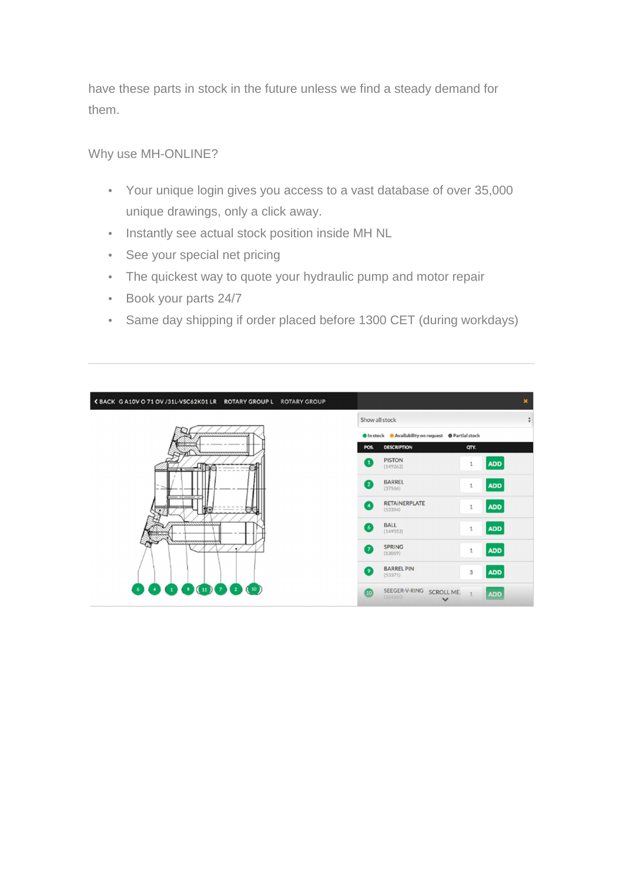have these parts in stock in the future unless we find a steady demand for them.

Why use MH-ONLINE?

- Your unique login gives you access to a vast database of over 35,000 unique drawings, only a click away.
- Instantly see actual stock position inside MH NL
- See your special net pricing
- The quickest way to quote your hydraulic pump and motor repair
- Book your parts 24/7
- Same day shipping if order placed before 1300 CET (during workdays)

---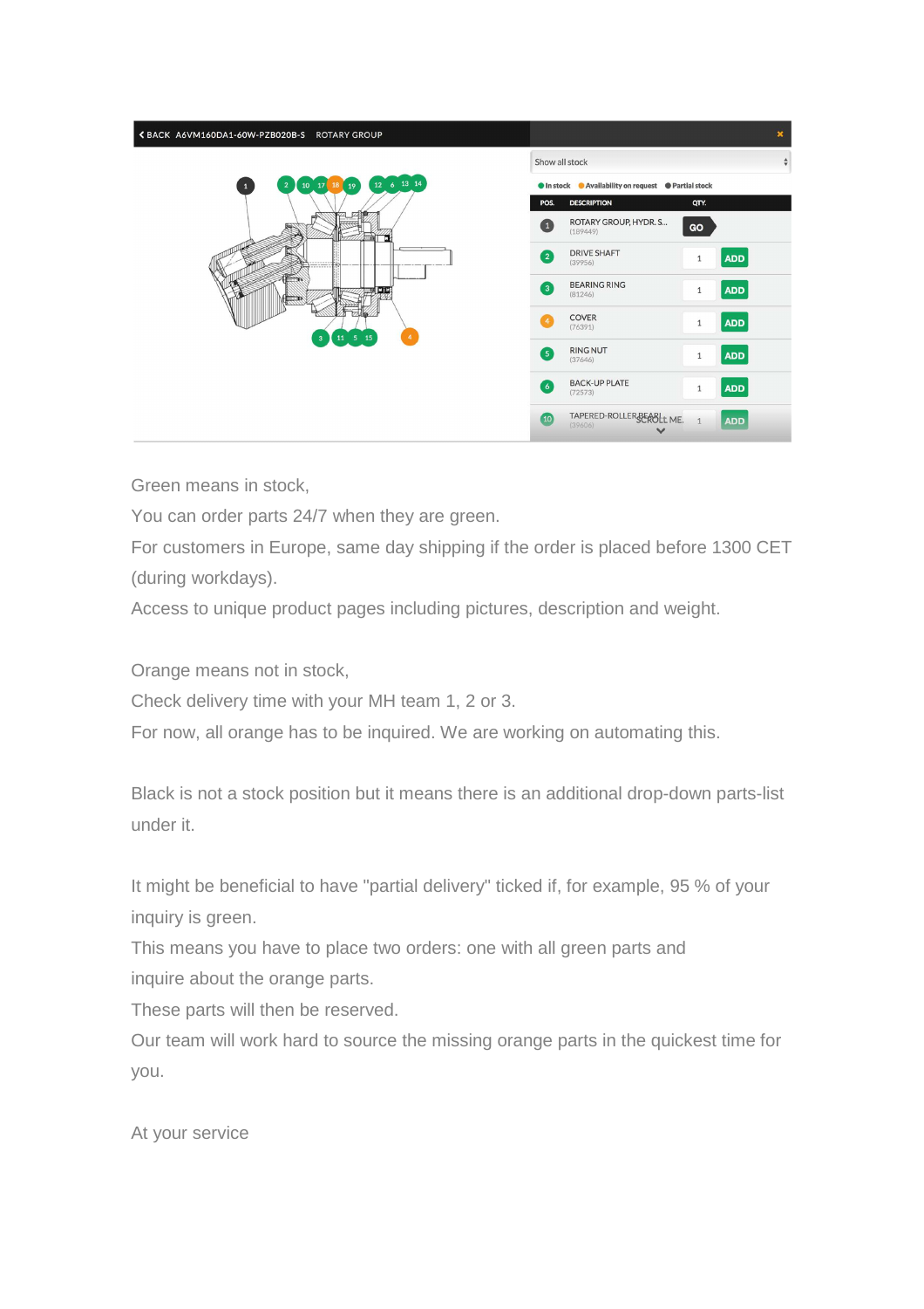Green means in stock,

You can order parts 24/7 when they are green.

For customers in Europe, same day shipping if the order is placed before 1300 CET (during workdays).

Access to unique product pages including pictures, description and weight.

Orange means not in stock,

Check delivery time with your MH team 1, 2 or 3.

For now, all orange has to be inquired. We are working on automating this.

Black is not a stock position but it means there is an additional drop-down parts-list under it.

It might be beneficial to have "partial delivery" ticked if, for example, 95 % of your inquiry is green.

This means you have to place two orders: one with all green parts and inquire about the orange parts.

These parts will then be reserved.

Our team will work hard to source the missing orange parts in the quickest time for you.

At your service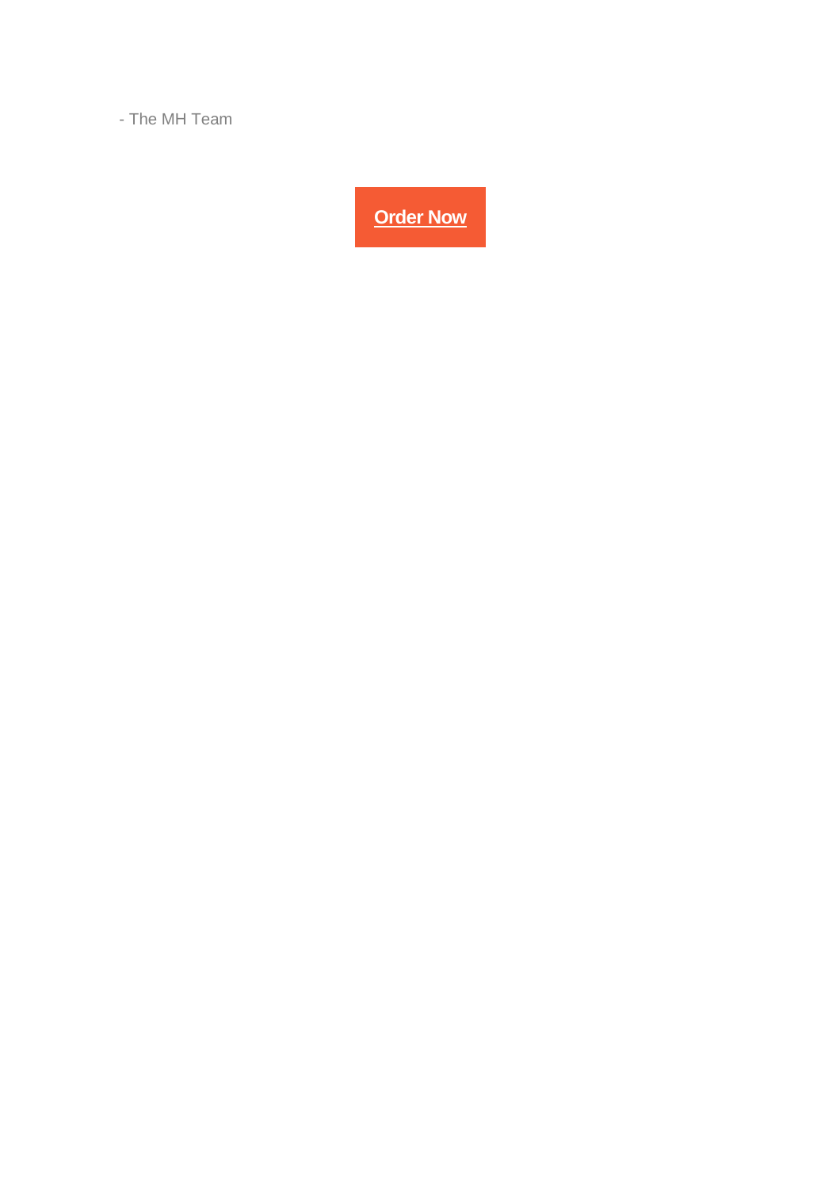- The MH Team

**Order Now**